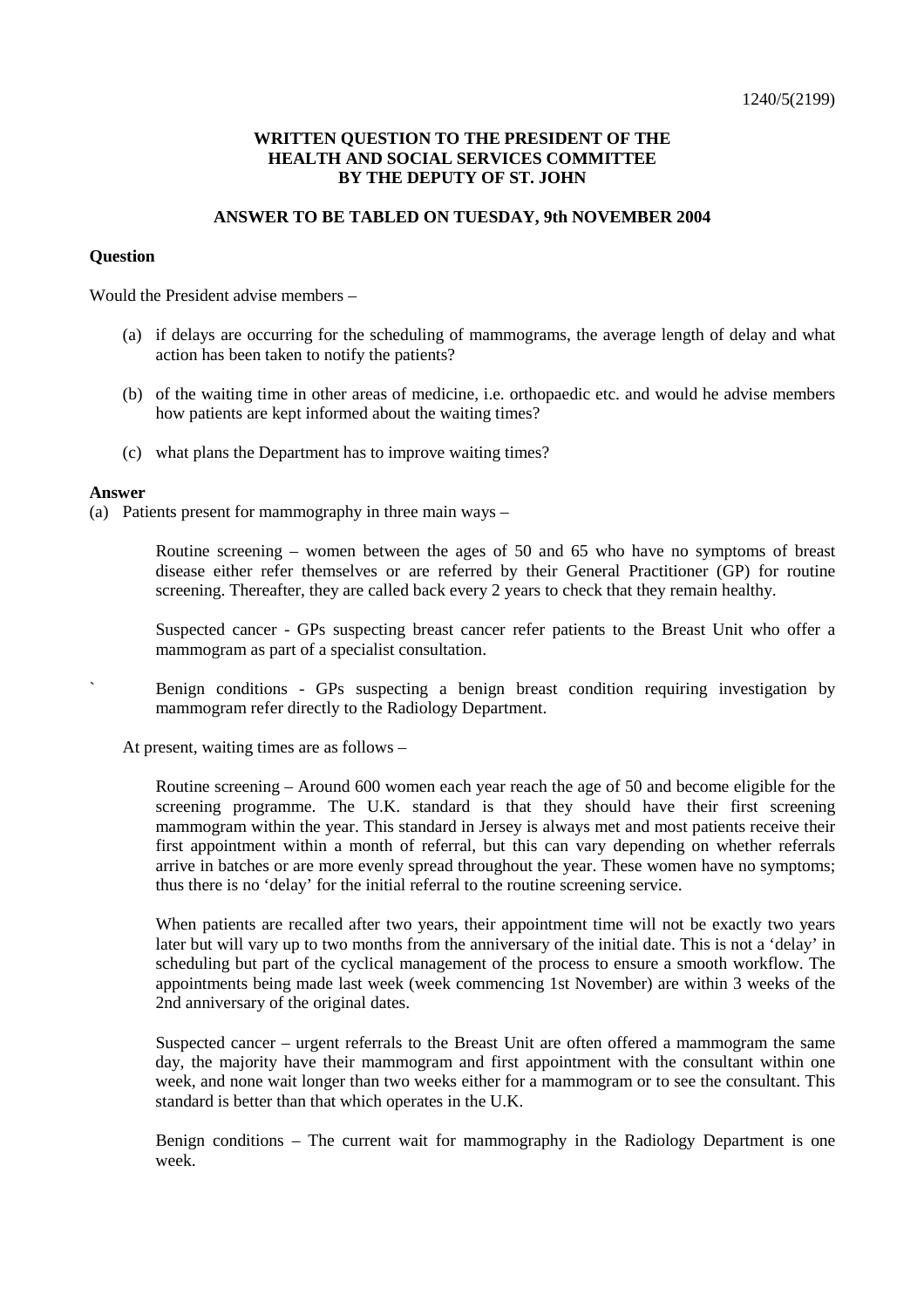1240/5(2199)

**WRITTEN QUESTION TO THE PRESIDENT OF THE HEALTH AND SOCIAL SERVICES COMMITTEE BY THE DEPUTY OF ST. JOHN**

**ANSWER TO BE TABLED ON TUESDAY, 9th NOVEMBER 2004**

**Question**

Would the President advise members –

(a) if delays are occurring for the scheduling of mammograms, the average length of delay and what action has been taken to notify the patients?

(b) of the waiting time in other areas of medicine, i.e. orthopaedic etc. and would he advise members how patients are kept informed about the waiting times?

(c) what plans the Department has to improve waiting times?

**Answer**

(a) Patients present for mammography in three main ways –

Routine screening – women between the ages of 50 and 65 who have no symptoms of breast disease either refer themselves or are referred by their General Practitioner (GP) for routine screening. Thereafter, they are called back every 2 years to check that they remain healthy.

Suspected cancer - GPs suspecting breast cancer refer patients to the Breast Unit who offer a mammogram as part of a specialist consultation.

` Benign conditions - GPs suspecting a benign breast condition requiring investigation by mammogram refer directly to the Radiology Department.

At present, waiting times are as follows –

Routine screening – Around 600 women each year reach the age of 50 and become eligible for the screening programme. The U.K. standard is that they should have their first screening mammogram within the year. This standard in Jersey is always met and most patients receive their first appointment within a month of referral, but this can vary depending on whether referrals arrive in batches or are more evenly spread throughout the year. These women have no symptoms; thus there is no 'delay' for the initial referral to the routine screening service.

When patients are recalled after two years, their appointment time will not be exactly two years later but will vary up to two months from the anniversary of the initial date. This is not a 'delay' in scheduling but part of the cyclical management of the process to ensure a smooth workflow. The appointments being made last week (week commencing 1st November) are within 3 weeks of the 2nd anniversary of the original dates.

Suspected cancer – urgent referrals to the Breast Unit are often offered a mammogram the same day, the majority have their mammogram and first appointment with the consultant within one week, and none wait longer than two weeks either for a mammogram or to see the consultant. This standard is better than that which operates in the U.K.

Benign conditions – The current wait for mammography in the Radiology Department is one week.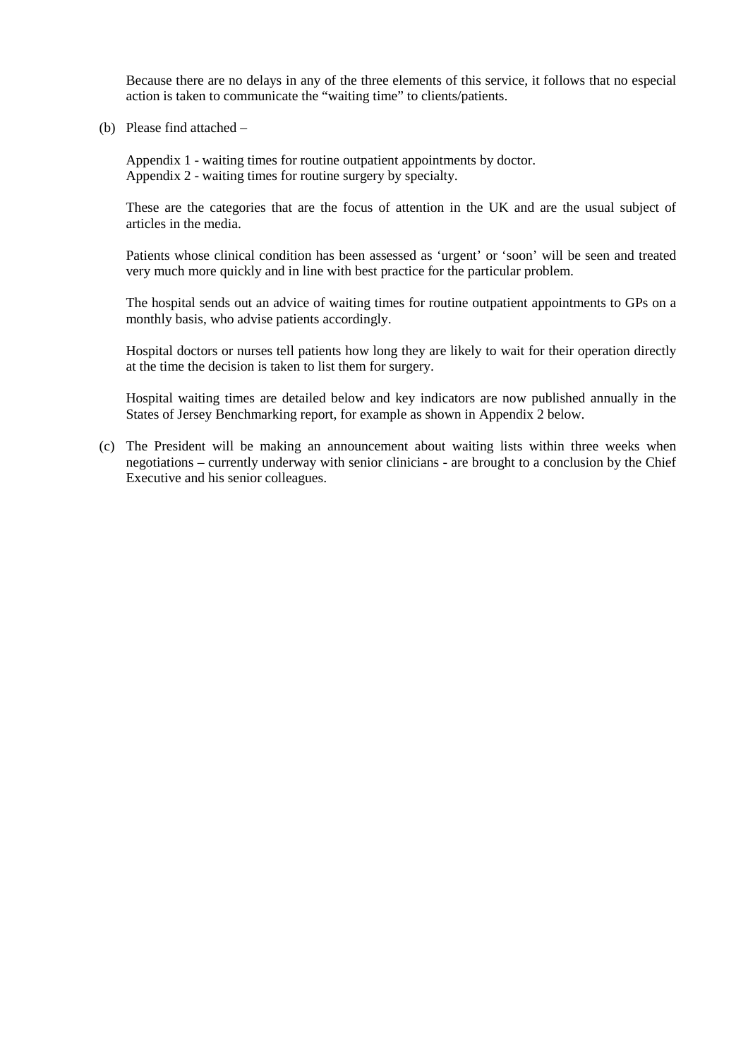Because there are no delays in any of the three elements of this service, it follows that no especial action is taken to communicate the "waiting time" to clients/patients.

(b) Please find attached –

Appendix 1 - waiting times for routine outpatient appointments by doctor.
Appendix 2 - waiting times for routine surgery by specialty.

These are the categories that are the focus of attention in the UK and are the usual subject of articles in the media.

Patients whose clinical condition has been assessed as 'urgent' or 'soon' will be seen and treated very much more quickly and in line with best practice for the particular problem.

The hospital sends out an advice of waiting times for routine outpatient appointments to GPs on a monthly basis, who advise patients accordingly.

Hospital doctors or nurses tell patients how long they are likely to wait for their operation directly at the time the decision is taken to list them for surgery.

Hospital waiting times are detailed below and key indicators are now published annually in the States of Jersey Benchmarking report, for example as shown in Appendix 2 below.

(c) The President will be making an announcement about waiting lists within three weeks when negotiations – currently underway with senior clinicians - are brought to a conclusion by the Chief Executive and his senior colleagues.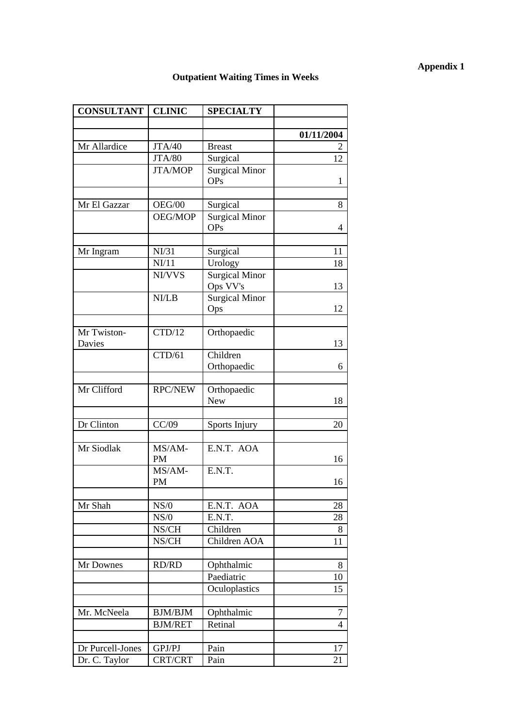**Appendix 1**

## Outpatient Waiting Times in Weeks

| CONSULTANT | CLINIC | SPECIALTY | |
|---|---|---|---|
| | | | |
| | | | **01/11/2004** |
| Mr Allardice | JTA/40 | Breast | 2 |
| | JTA/80 | Surgical | 12 |
| | JTA/MOP | Surgical Minor OPs | 1 |
| | | | |
| Mr El Gazzar | OEG/00 | Surgical | 8 |
| | OEG/MOP | Surgical Minor OPs | 4 |
| | | | |
| Mr Ingram | NI/31 | Surgical | 11 |
| | NI/11 | Urology | 18 |
| | NI/VVS | Surgical Minor Ops VV's | 13 |
| | NI/LB | Surgical Minor Ops | 12 |
| | | | |
| Mr Twiston-Davies | CTD/12 | Orthopaedic | 13 |
| | CTD/61 | Children Orthopaedic | 6 |
| | | | |
| Mr Clifford | RPC/NEW | Orthopaedic New | 18 |
| | | | |
| Dr Clinton | CC/09 | Sports Injury | 20 |
| | | | |
| Mr Siodlak | MS/AM-PM | E.N.T. AOA | 16 |
| | MS/AM-PM | E.N.T. | 16 |
| | | | |
| Mr Shah | NS/0 | E.N.T. AOA | 28 |
| | NS/0 | E.N.T. | 28 |
| | NS/CH | Children | 8 |
| | NS/CH | Children AOA | 11 |
| | | | |
| Mr Downes | RD/RD | Ophthalmic | 8 |
| | | Paediatric | 10 |
| | | Oculoplastics | 15 |
| | | | |
| Mr. McNeela | BJM/BJM | Ophthalmic | 7 |
| | BJM/RET | Retinal | 4 |
| | | | |
| Dr Purcell-Jones | GPJ/PJ | Pain | 17 |
| Dr. C. Taylor | CRT/CRT | Pain | 21 |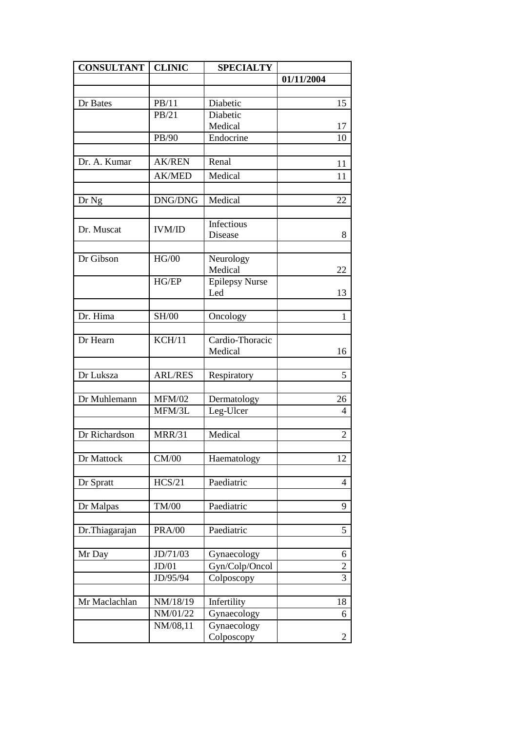| CONSULTANT | CLINIC | SPECIALTY | |
|---|---|---|---|
| | | | 01/11/2004 |
| | | | |
| Dr Bates | PB/11 | Diabetic | 15 |
| | PB/21 | Diabetic Medical | 17 |
| | PB/90 | Endocrine | 10 |
| | | | |
| Dr. A. Kumar | AK/REN | Renal | 11 |
| | AK/MED | Medical | 11 |
| | | | |
| Dr Ng | DNG/DNG | Medical | 22 |
| | | | |
| Dr. Muscat | IVM/ID | Infectious Disease | 8 |
| | | | |
| Dr Gibson | HG/00 | Neurology Medical | 22 |
| | HG/EP | Epilepsy Nurse Led | 13 |
| | | | |
| Dr. Hima | SH/00 | Oncology | 1 |
| | | | |
| Dr Hearn | KCH/11 | Cardio-Thoracic Medical | 16 |
| | | | |
| Dr Luksza | ARL/RES | Respiratory | 5 |
| | | | |
| Dr Muhlemann | MFM/02 | Dermatology | 26 |
| | MFM/3L | Leg-Ulcer | 4 |
| | | | |
| Dr Richardson | MRR/31 | Medical | 2 |
| | | | |
| Dr Mattock | CM/00 | Haematology | 12 |
| | | | |
| Dr Spratt | HCS/21 | Paediatric | 4 |
| | | | |
| Dr Malpas | TM/00 | Paediatric | 9 |
| | | | |
| Dr.Thiagarajan | PRA/00 | Paediatric | 5 |
| | | | |
| Mr Day | JD/71/03 | Gynaecology | 6 |
| | JD/01 | Gyn/Colp/Oncol | 2 |
| | JD/95/94 | Colposcopy | 3 |
| | | | |
| Mr Maclachlan | NM/18/19 | Infertility | 18 |
| | NM/01/22 | Gynaecology | 6 |
| | NM/08,11 | Gynaecology Colposcopy | 2 |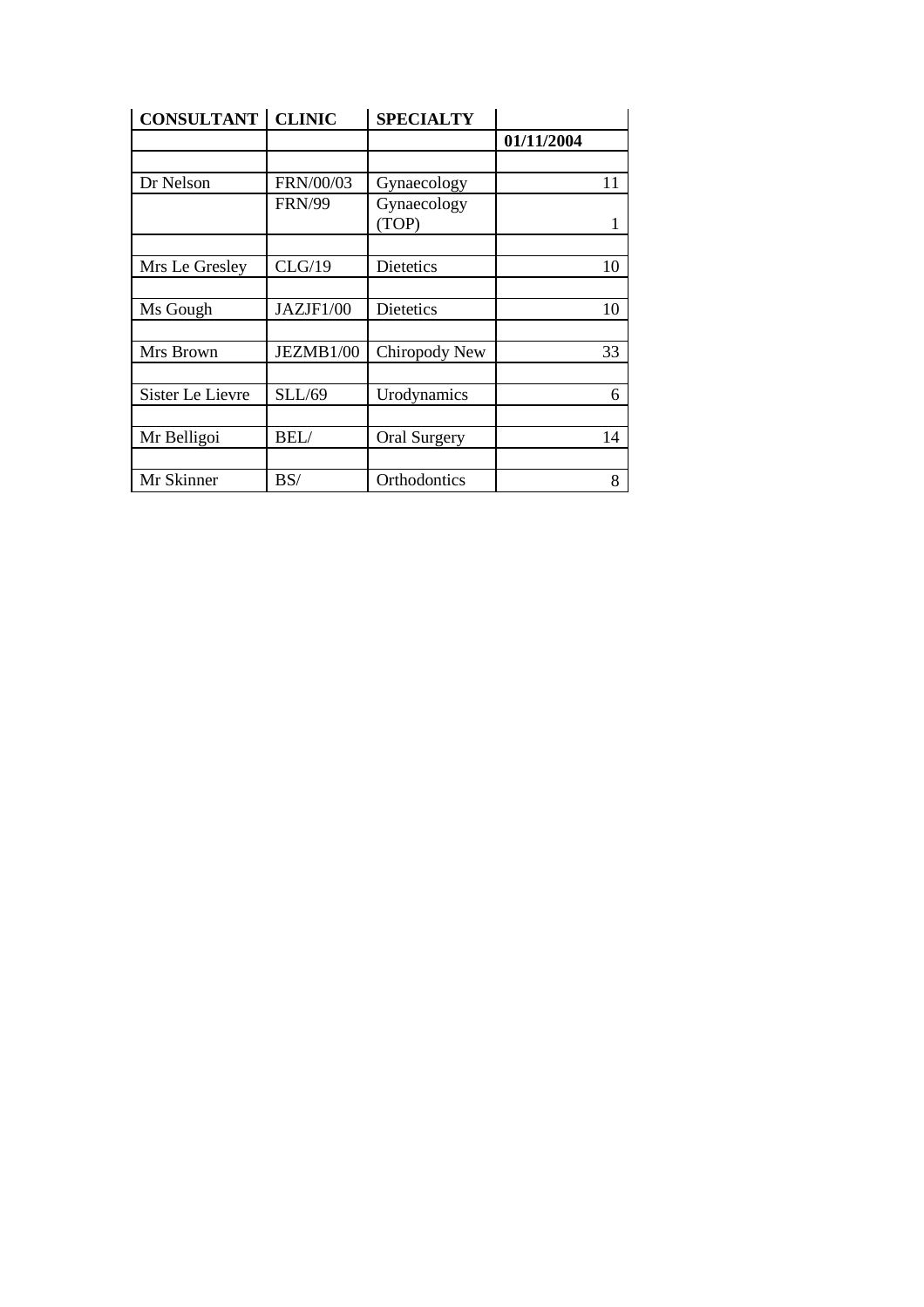| CONSULTANT | CLINIC | SPECIALTY | |
|---|---|---|---|
| | | | 01/11/2004 |
| | | | |
| Dr Nelson | FRN/00/03 | Gynaecology | 11 |
| | FRN/99 | Gynaecology (TOP) | 1 |
| | | | |
| Mrs Le Gresley | CLG/19 | Dietetics | 10 |
| | | | |
| Ms Gough | JAZJF1/00 | Dietetics | 10 |
| | | | |
| Mrs Brown | JEZMB1/00 | Chiropody New | 33 |
| | | | |
| Sister Le Lievre | SLL/69 | Urodynamics | 6 |
| | | | |
| Mr Belligoi | BEL/ | Oral Surgery | 14 |
| | | | |
| Mr Skinner | BS/ | Orthodontics | 8 |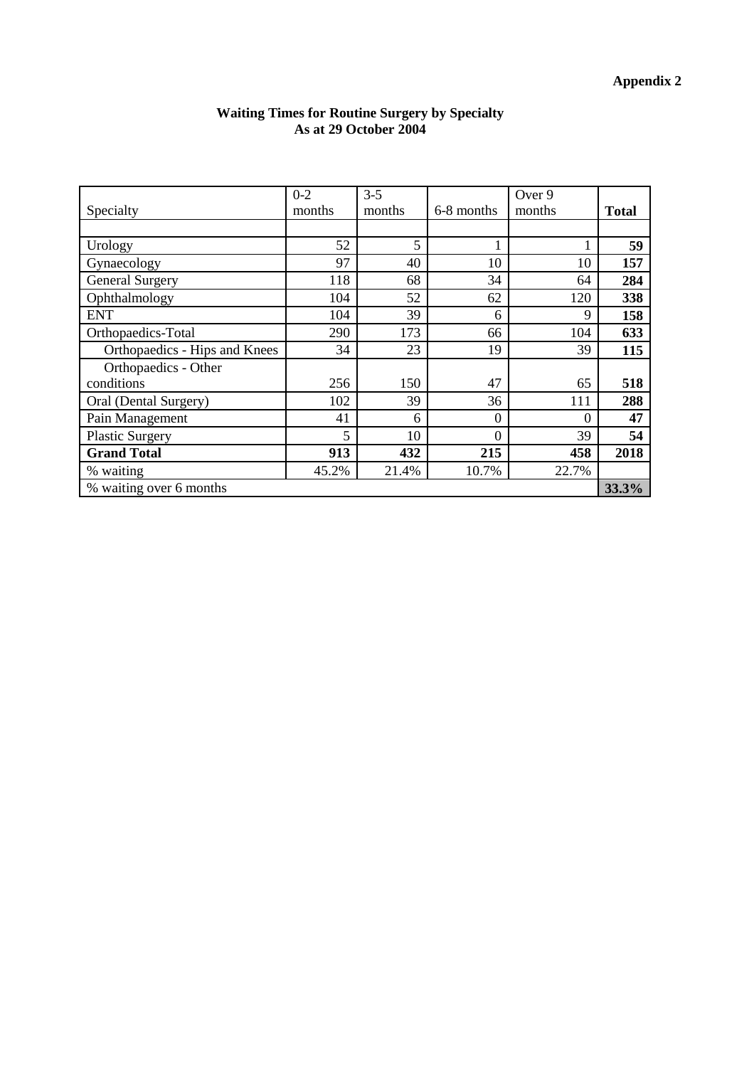**Appendix 2**

**Waiting Times for Routine Surgery by Specialty**
**As at 29 October 2004**

| Specialty | 0-2 months | 3-5 months | 6-8 months | Over 9 months | **Total** |
|---|---|---|---|---|---|
| | | | | | |
| Urology | 52 | 5 | 1 | 1 | **59** |
| Gynaecology | 97 | 40 | 10 | 10 | **157** |
| General Surgery | 118 | 68 | 34 | 64 | **284** |
| Ophthalmology | 104 | 52 | 62 | 120 | **338** |
| ENT | 104 | 39 | 6 | 9 | **158** |
| Orthopaedics-Total | 290 | 173 | 66 | 104 | **633** |
| Orthopaedics - Hips and Knees | 34 | 23 | 19 | 39 | **115** |
| Orthopaedics - Other conditions | 256 | 150 | 47 | 65 | **518** |
| Oral (Dental Surgery) | 102 | 39 | 36 | 111 | **288** |
| Pain Management | 41 | 6 | 0 | 0 | **47** |
| Plastic Surgery | 5 | 10 | 0 | 39 | **54** |
| **Grand Total** | **913** | **432** | **215** | **458** | **2018** |
| % waiting | 45.2% | 21.4% | 10.7% | 22.7% | |
| % waiting over 6 months | | | | | **33.3%** |